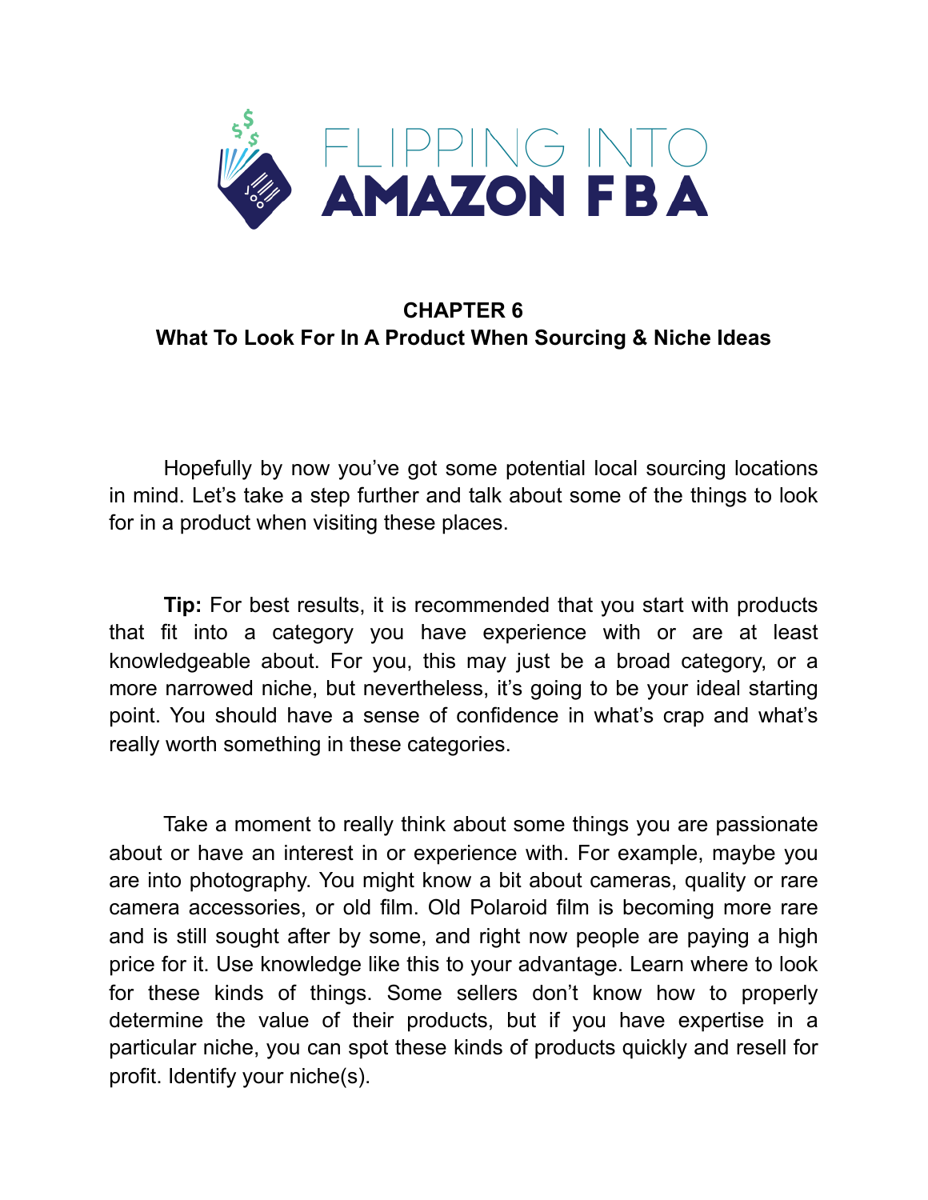# FLIPPING INTO AMAZON FBA

## CHAPTER 6
## What To Look For In A Product When Sourcing & Niche Ideas

Hopefully by now you've got some potential local sourcing locations in mind. Let's take a step further and talk about some of the things to look for in a product when visiting these places.

**Tip:** For best results, it is recommended that you start with products that fit into a category you have experience with or are at least knowledgeable about. For you, this may just be a broad category, or a more narrowed niche, but nevertheless, it's going to be your ideal starting point. You should have a sense of confidence in what's crap and what's really worth something in these categories.

Take a moment to really think about some things you are passionate about or have an interest in or experience with. For example, maybe you are into photography. You might know a bit about cameras, quality or rare camera accessories, or old film. Old Polaroid film is becoming more rare and is still sought after by some, and right now people are paying a high price for it. Use knowledge like this to your advantage. Learn where to look for these kinds of things. Some sellers don't know how to properly determine the value of their products, but if you have expertise in a particular niche, you can spot these kinds of products quickly and resell for profit. Identify your niche(s).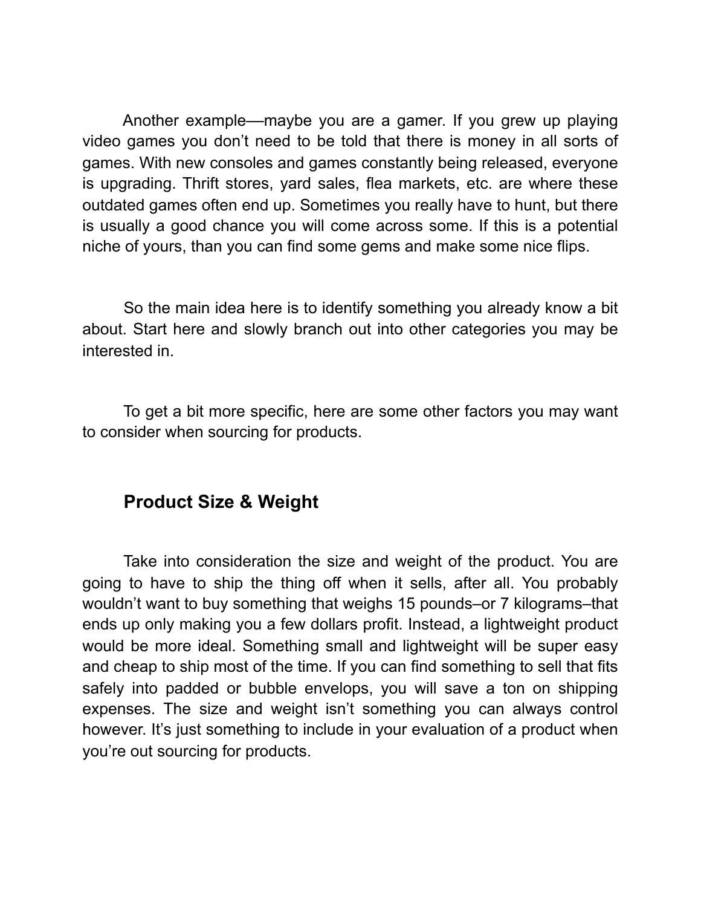Another example—maybe you are a gamer. If you grew up playing video games you don't need to be told that there is money in all sorts of games. With new consoles and games constantly being released, everyone is upgrading. Thrift stores, yard sales, flea markets, etc. are where these outdated games often end up. Sometimes you really have to hunt, but there is usually a good chance you will come across some. If this is a potential niche of yours, than you can find some gems and make some nice flips.

So the main idea here is to identify something you already know a bit about. Start here and slowly branch out into other categories you may be interested in.

To get a bit more specific, here are some other factors you may want to consider when sourcing for products.

## Product Size & Weight

Take into consideration the size and weight of the product. You are going to have to ship the thing off when it sells, after all. You probably wouldn't want to buy something that weighs 15 pounds–or 7 kilograms–that ends up only making you a few dollars profit. Instead, a lightweight product would be more ideal. Something small and lightweight will be super easy and cheap to ship most of the time. If you can find something to sell that fits safely into padded or bubble envelops, you will save a ton on shipping expenses. The size and weight isn't something you can always control however. It's just something to include in your evaluation of a product when you're out sourcing for products.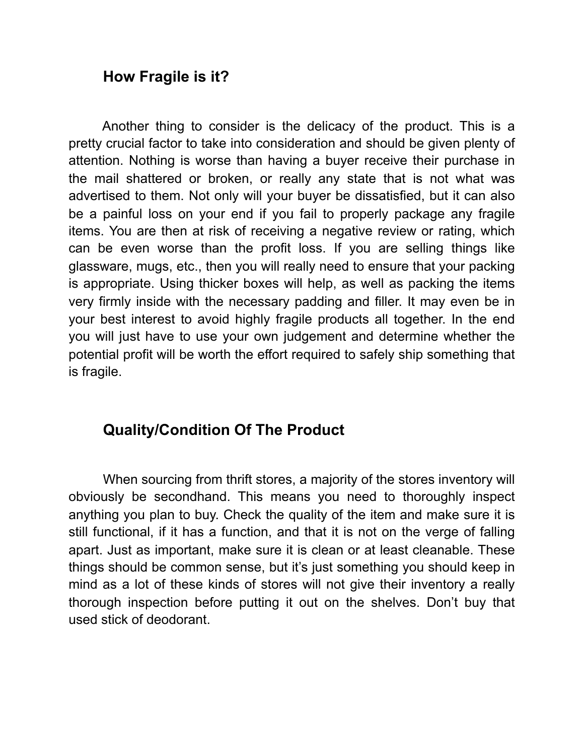## How Fragile is it?

Another thing to consider is the delicacy of the product. This is a pretty crucial factor to take into consideration and should be given plenty of attention. Nothing is worse than having a buyer receive their purchase in the mail shattered or broken, or really any state that is not what was advertised to them. Not only will your buyer be dissatisfied, but it can also be a painful loss on your end if you fail to properly package any fragile items. You are then at risk of receiving a negative review or rating, which can be even worse than the profit loss. If you are selling things like glassware, mugs, etc., then you will really need to ensure that your packing is appropriate. Using thicker boxes will help, as well as packing the items very firmly inside with the necessary padding and filler. It may even be in your best interest to avoid highly fragile products all together. In the end you will just have to use your own judgement and determine whether the potential profit will be worth the effort required to safely ship something that is fragile.

## Quality/Condition Of The Product

When sourcing from thrift stores, a majority of the stores inventory will obviously be secondhand. This means you need to thoroughly inspect anything you plan to buy. Check the quality of the item and make sure it is still functional, if it has a function, and that it is not on the verge of falling apart. Just as important, make sure it is clean or at least cleanable. These things should be common sense, but it’s just something you should keep in mind as a lot of these kinds of stores will not give their inventory a really thorough inspection before putting it out on the shelves. Don’t buy that used stick of deodorant.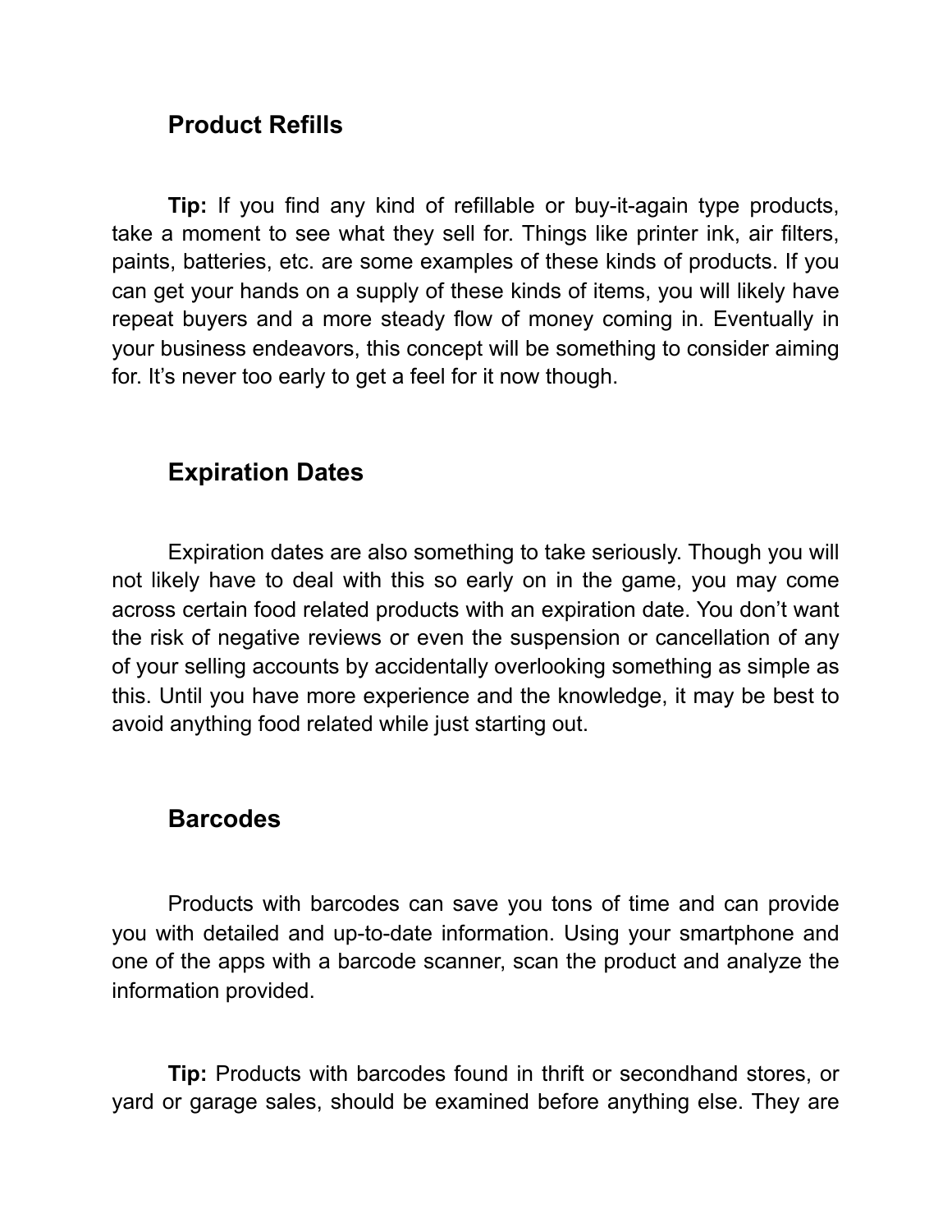## Product Refills

**Tip:** If you find any kind of refillable or buy-it-again type products, take a moment to see what they sell for. Things like printer ink, air filters, paints, batteries, etc. are some examples of these kinds of products. If you can get your hands on a supply of these kinds of items, you will likely have repeat buyers and a more steady flow of money coming in. Eventually in your business endeavors, this concept will be something to consider aiming for. It's never too early to get a feel for it now though.

## Expiration Dates

Expiration dates are also something to take seriously. Though you will not likely have to deal with this so early on in the game, you may come across certain food related products with an expiration date. You don't want the risk of negative reviews or even the suspension or cancellation of any of your selling accounts by accidentally overlooking something as simple as this. Until you have more experience and the knowledge, it may be best to avoid anything food related while just starting out.

## Barcodes

Products with barcodes can save you tons of time and can provide you with detailed and up-to-date information. Using your smartphone and one of the apps with a barcode scanner, scan the product and analyze the information provided.

**Tip:** Products with barcodes found in thrift or secondhand stores, or yard or garage sales, should be examined before anything else. They are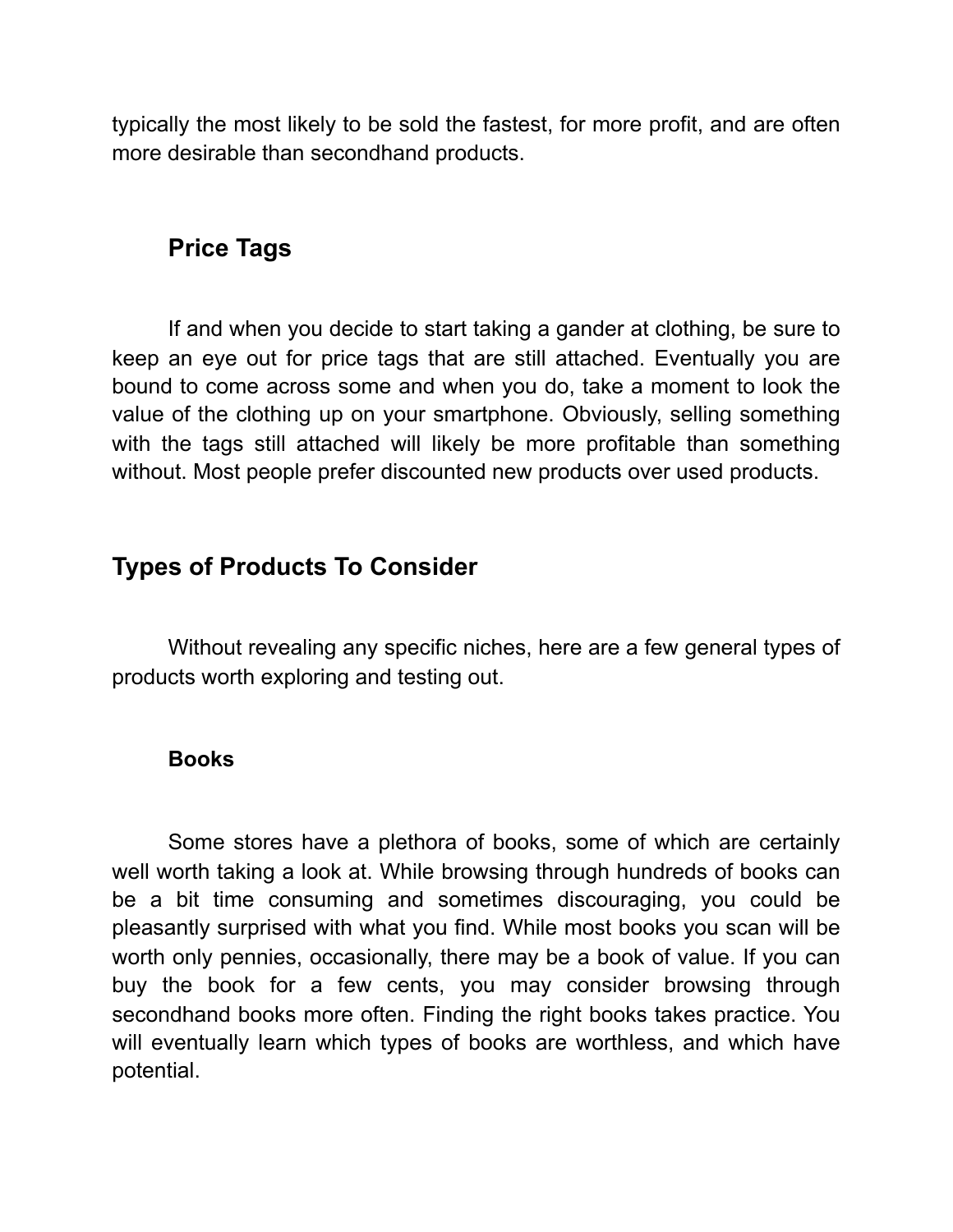typically the most likely to be sold the fastest, for more profit, and are often more desirable than secondhand products.

### Price Tags

If and when you decide to start taking a gander at clothing, be sure to keep an eye out for price tags that are still attached. Eventually you are bound to come across some and when you do, take a moment to look the value of the clothing up on your smartphone. Obviously, selling something with the tags still attached will likely be more profitable than something without. Most people prefer discounted new products over used products.

## Types of Products To Consider

Without revealing any specific niches, here are a few general types of products worth exploring and testing out.

#### Books

Some stores have a plethora of books, some of which are certainly well worth taking a look at. While browsing through hundreds of books can be a bit time consuming and sometimes discouraging, you could be pleasantly surprised with what you find. While most books you scan will be worth only pennies, occasionally, there may be a book of value. If you can buy the book for a few cents, you may consider browsing through secondhand books more often. Finding the right books takes practice. You will eventually learn which types of books are worthless, and which have potential.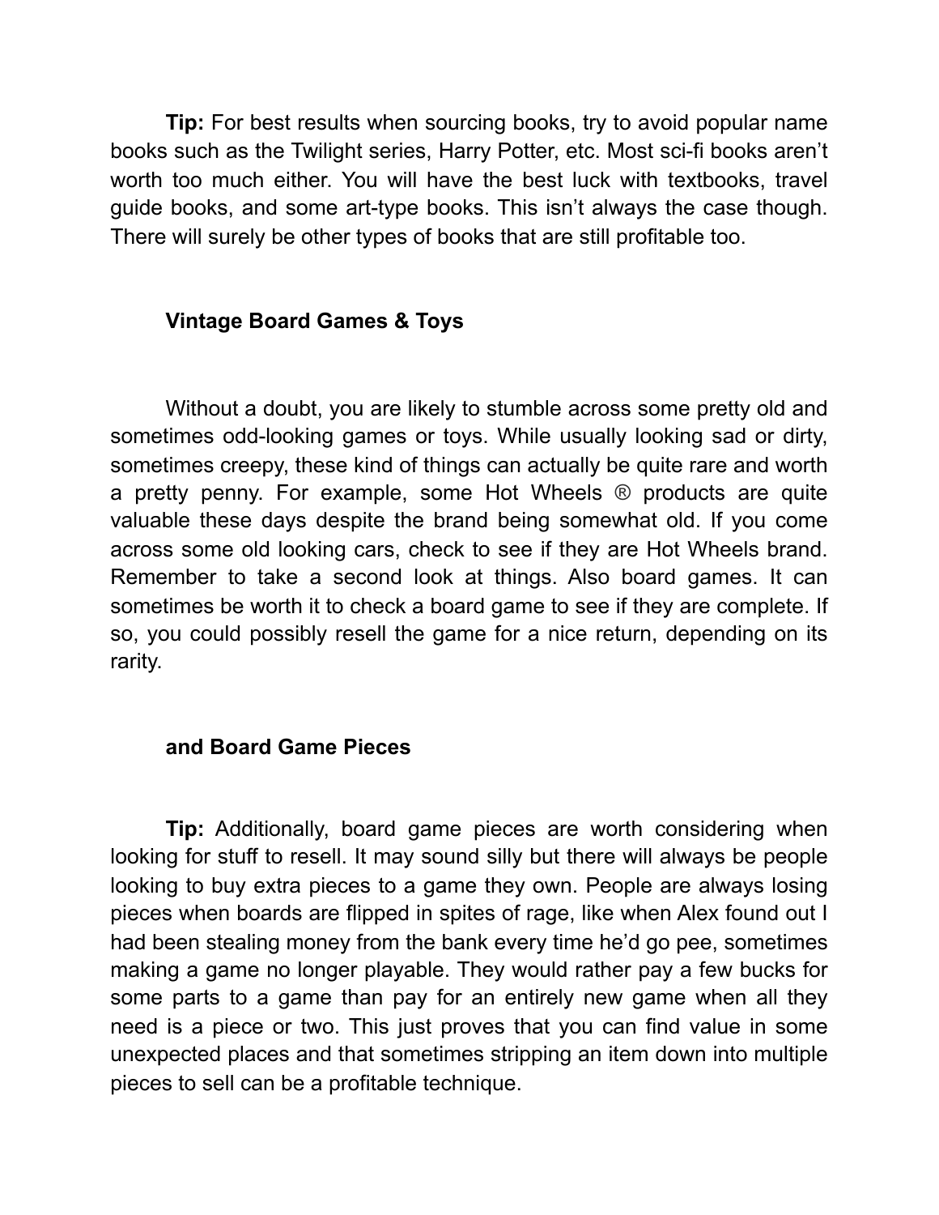**Tip:** For best results when sourcing books, try to avoid popular name books such as the Twilight series, Harry Potter, etc. Most sci-fi books aren't worth too much either. You will have the best luck with textbooks, travel guide books, and some art-type books. This isn't always the case though. There will surely be other types of books that are still profitable too.

### Vintage Board Games & Toys

Without a doubt, you are likely to stumble across some pretty old and sometimes odd-looking games or toys. While usually looking sad or dirty, sometimes creepy, these kind of things can actually be quite rare and worth a pretty penny. For example, some Hot Wheels ® products are quite valuable these days despite the brand being somewhat old. If you come across some old looking cars, check to see if they are Hot Wheels brand. Remember to take a second look at things. Also board games. It can sometimes be worth it to check a board game to see if they are complete. If so, you could possibly resell the game for a nice return, depending on its rarity.

### and Board Game Pieces

**Tip:** Additionally, board game pieces are worth considering when looking for stuff to resell. It may sound silly but there will always be people looking to buy extra pieces to a game they own. People are always losing pieces when boards are flipped in spites of rage, like when Alex found out I had been stealing money from the bank every time he'd go pee, sometimes making a game no longer playable. They would rather pay a few bucks for some parts to a game than pay for an entirely new game when all they need is a piece or two. This just proves that you can find value in some unexpected places and that sometimes stripping an item down into multiple pieces to sell can be a profitable technique.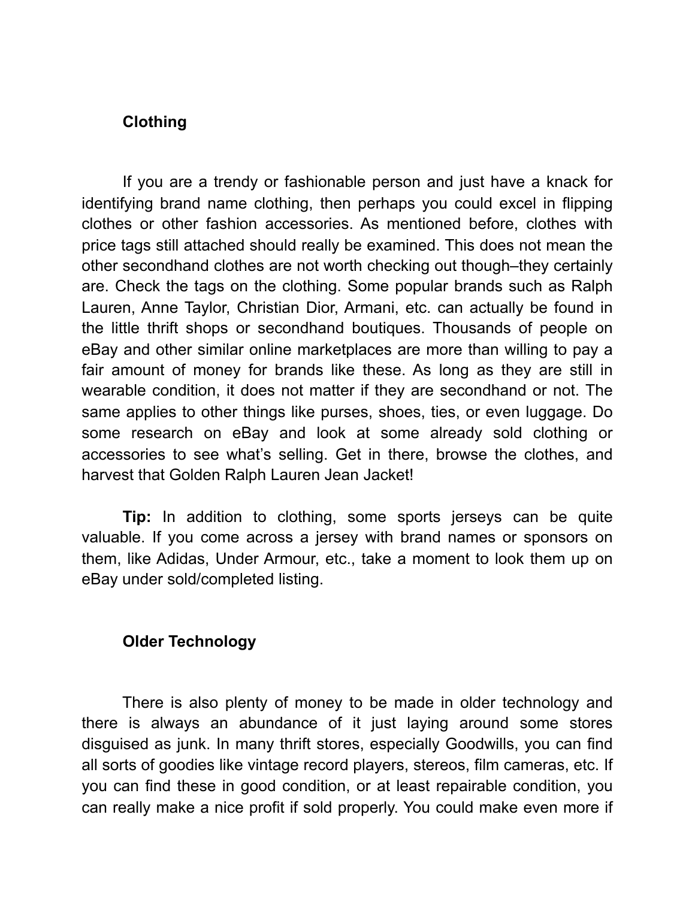## Clothing

If you are a trendy or fashionable person and just have a knack for identifying brand name clothing, then perhaps you could excel in flipping clothes or other fashion accessories. As mentioned before, clothes with price tags still attached should really be examined. This does not mean the other secondhand clothes are not worth checking out though–they certainly are. Check the tags on the clothing. Some popular brands such as Ralph Lauren, Anne Taylor, Christian Dior, Armani, etc. can actually be found in the little thrift shops or secondhand boutiques. Thousands of people on eBay and other similar online marketplaces are more than willing to pay a fair amount of money for brands like these. As long as they are still in wearable condition, it does not matter if they are secondhand or not. The same applies to other things like purses, shoes, ties, or even luggage. Do some research on eBay and look at some already sold clothing or accessories to see what's selling. Get in there, browse the clothes, and harvest that Golden Ralph Lauren Jean Jacket!

**Tip:** In addition to clothing, some sports jerseys can be quite valuable. If you come across a jersey with brand names or sponsors on them, like Adidas, Under Armour, etc., take a moment to look them up on eBay under sold/completed listing.

## Older Technology

There is also plenty of money to be made in older technology and there is always an abundance of it just laying around some stores disguised as junk. In many thrift stores, especially Goodwills, you can find all sorts of goodies like vintage record players, stereos, film cameras, etc. If you can find these in good condition, or at least repairable condition, you can really make a nice profit if sold properly. You could make even more if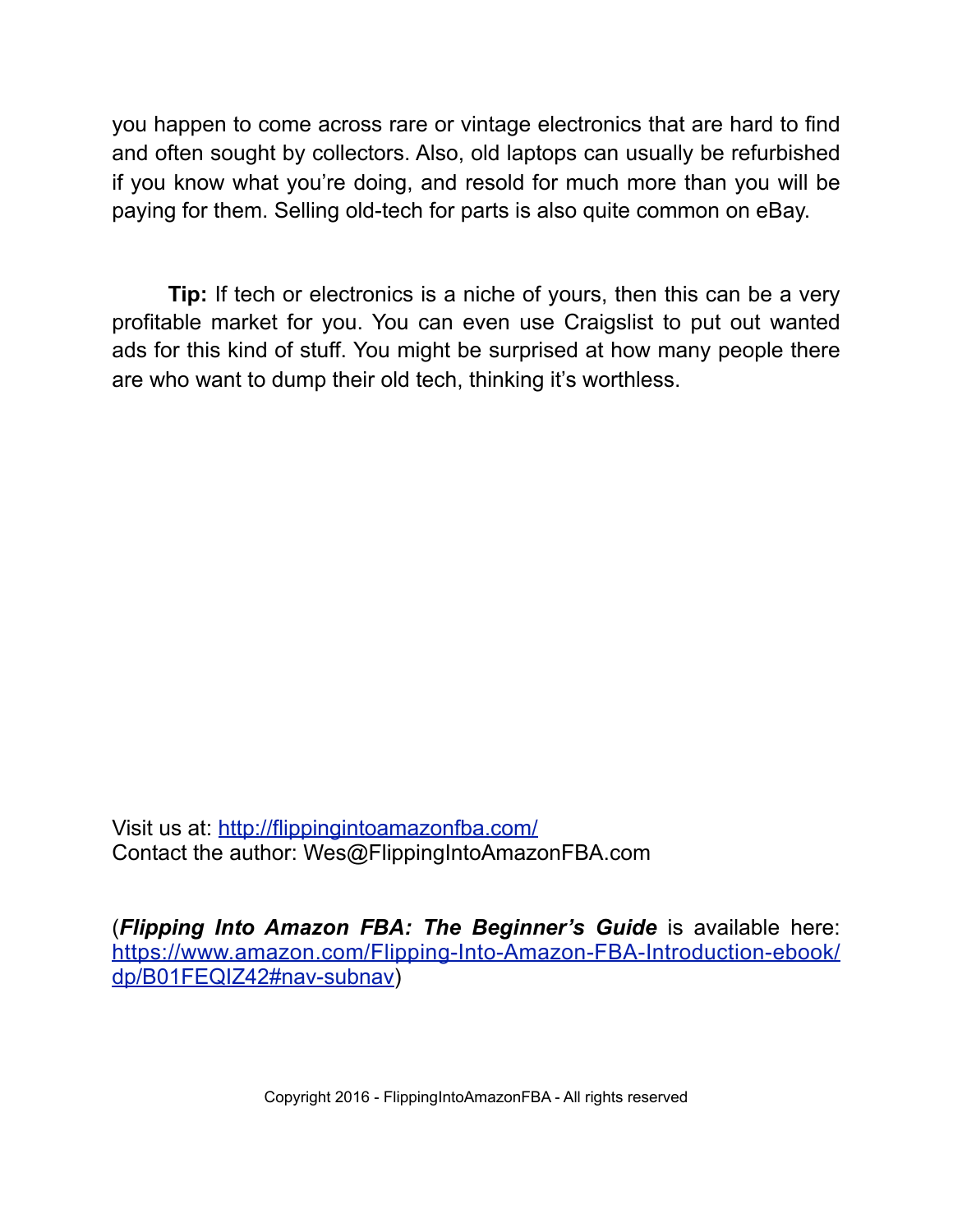you happen to come across rare or vintage electronics that are hard to find and often sought by collectors. Also, old laptops can usually be refurbished if you know what you're doing, and resold for much more than you will be paying for them. Selling old-tech for parts is also quite common on eBay.

**Tip:** If tech or electronics is a niche of yours, then this can be a very profitable market for you. You can even use Craigslist to put out wanted ads for this kind of stuff. You might be surprised at how many people there are who want to dump their old tech, thinking it's worthless.

Visit us at: [http://flippingintoamazonfba.com/](http://flippingintoamazonfba.com/)
Contact the author: Wes@FlippingIntoAmazonFBA.com

(***Flipping Into Amazon FBA: The Beginner's Guide*** is available here: [https://www.amazon.com/Flipping-Into-Amazon-FBA-Introduction-ebook/dp/B01FEQIZ42#nav-subnav](https://www.amazon.com/Flipping-Into-Amazon-FBA-Introduction-ebook/dp/B01FEQIZ42#nav-subnav))

Copyright 2016 - FlippingIntoAmazonFBA - All rights reserved